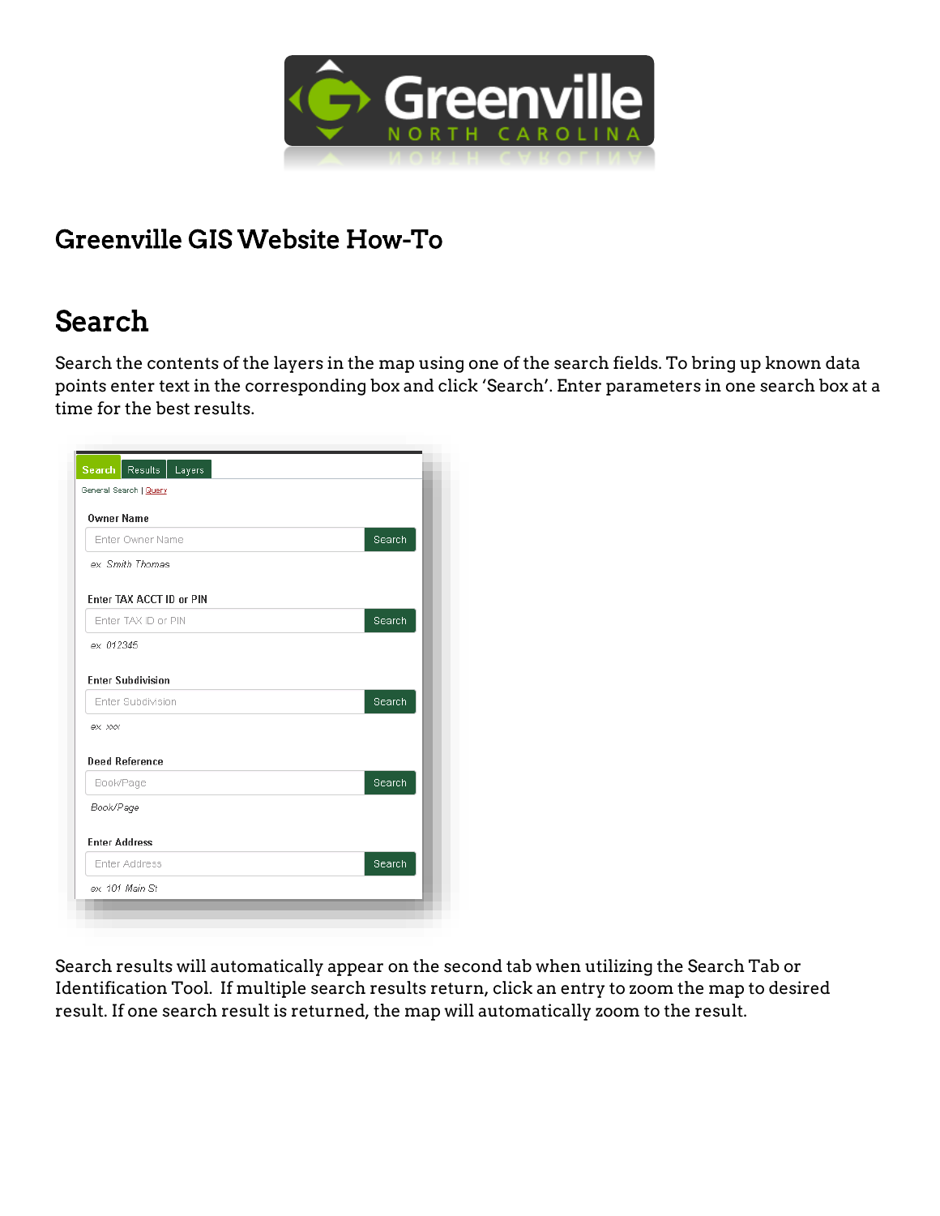# Greenville GIS Website How-To

## Search

Search the contents of the layers in the map using one of the search fields. To bring up known data points enter text in the corresponding box and click 'Search'. Enter parameters in one search box at a time for the best results.

Search results will automatically appear on the second tab when utilizing the Search Tab or Identification Tool. If multiple search results return, click an entry to zoom the map to desired result. If one search result is returned, the map will automatically zoom to the result.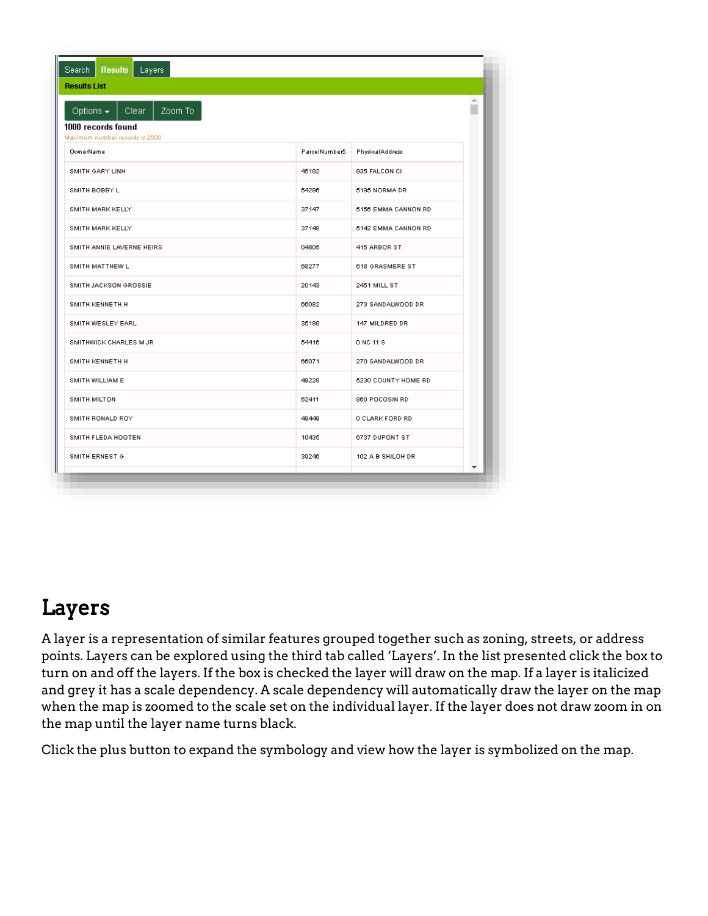Search | Results | Layers

**Results List**

Options ▾ | Clear | Zoom To

**1000 records found**

Maximum number records is 2500

| OwnerName | ParcelNumber5 | PhysicalAddress |
|---|---|---|
| SMITH GARY LINH | 45192 | 935 FALCON CI |
| SMITH BOBBY L | 54296 | 5195 NORMA DR |
| SMITH MARK KELLY | 37147 | 5156 EMMA CANNON RD |
| SMITH MARK KELLY | 37148 | 5142 EMMA CANNON RD |
| SMITH ANNIE LAVERNE HEIRS | 04805 | 415 ARBOR ST |
| SMITH MATTHEW L | 68277 | 618 GRASMERE ST |
| SMITH JACKSON GROSSIE | 20143 | 2451 MILL ST |
| SMITH KENNETH H | 66082 | 273 SANDALWOOD DR |
| SMITH WESLEY EARL | 35189 | 147 MILDRED DR |
| SMITHWICK CHARLES M JR | 54416 | 0 NC 11 S |
| SMITH KENNETH H | 66071 | 270 SANDALWOOD DR |
| SMITH WILLIAM E | 49228 | 5230 COUNTY HOME RD |
| SMITH MILTON | 62411 | 860 POCOSIN RD |
| SMITH RONALD ROY | 49449 | 0 CLARK FORD RD |
| SMITH FLEDA HOOTEN | 10435 | 6737 DUPONT ST |
| SMITH ERNEST G | 39246 | 102 A B SHILOH DR |

## Layers

A layer is a representation of similar features grouped together such as zoning, streets, or address points. Layers can be explored using the third tab called 'Layers'. In the list presented click the box to turn on and off the layers. If the box is checked the layer will draw on the map. If a layer is italicized and grey it has a scale dependency. A scale dependency will automatically draw the layer on the map when the map is zoomed to the scale set on the individual layer. If the layer does not draw zoom in on the map until the layer name turns black.

Click the plus button to expand the symbology and view how the layer is symbolized on the map.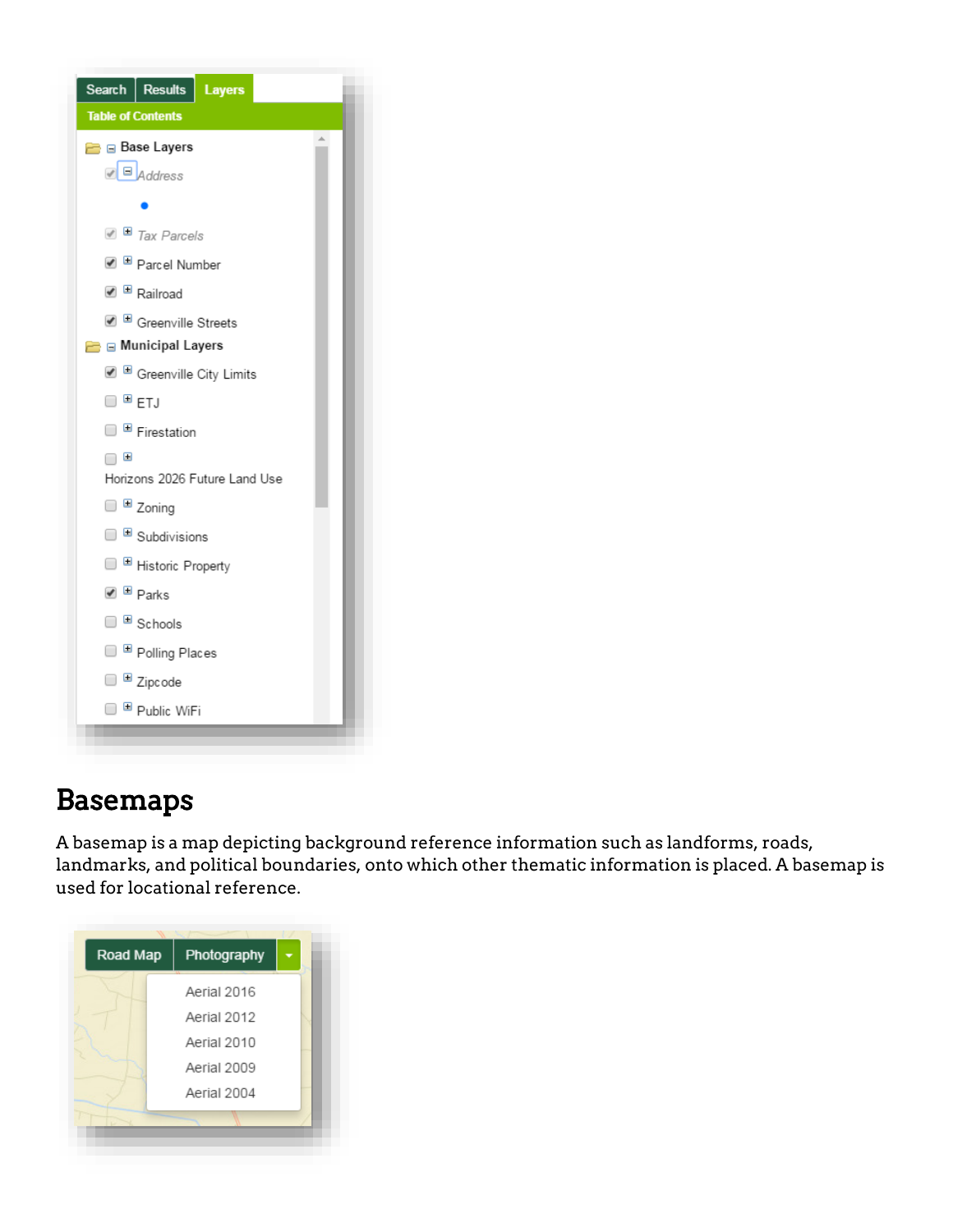Search | Results | Layers

Table of Contents

- Base Layers
  - Address
  - Tax Parcels
  - Parcel Number
  - Railroad
  - Greenville Streets
- Municipal Layers
  - Greenville City Limits
  - ETJ
  - Firestation
  - Horizons 2026 Future Land Use
  - Zoning
  - Subdivisions
  - Historic Property
  - Parks
  - Schools
  - Polling Places
  - Zipcode
  - Public WiFi

## Basemaps

A basemap is a map depicting background reference information such as landforms, roads, landmarks, and political boundaries, onto which other thematic information is placed. A basemap is used for locational reference.

Road Map | Photography

- Aerial 2016
- Aerial 2012
- Aerial 2010
- Aerial 2009
- Aerial 2004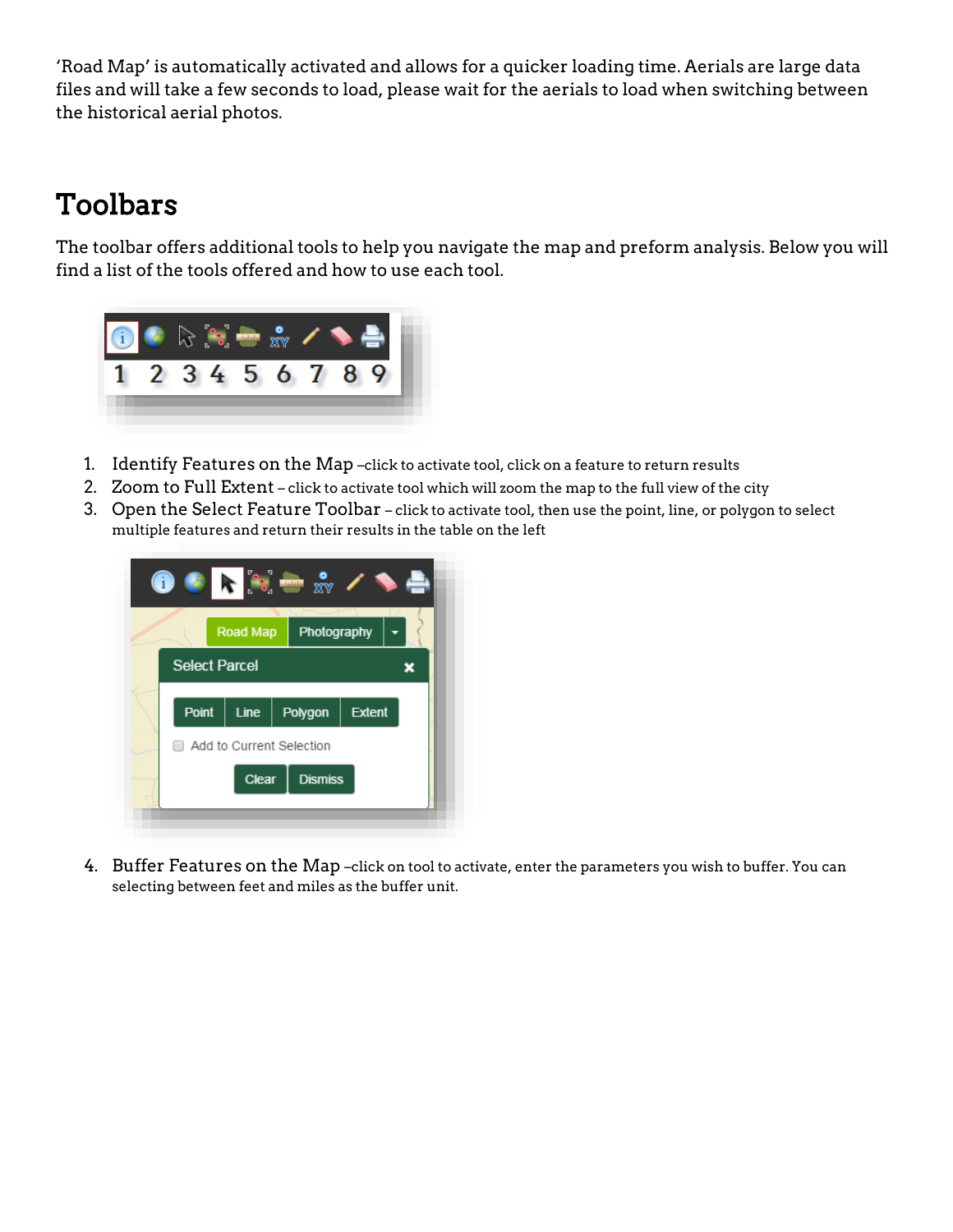'Road Map' is automatically activated and allows for a quicker loading time. Aerials are large data files and will take a few seconds to load, please wait for the aerials to load when switching between the historical aerial photos.

# Toolbars

The toolbar offers additional tools to help you navigate the map and preform analysis. Below you will find a list of the tools offered and how to use each tool.

1. Identify Features on the Map –click to activate tool, click on a feature to return results
2. Zoom to Full Extent – click to activate tool which will zoom the map to the full view of the city
3. Open the Select Feature Toolbar – click to activate tool, then use the point, line, or polygon to select multiple features and return their results in the table on the left

4. Buffer Features on the Map –click on tool to activate, enter the parameters you wish to buffer. You can selecting between feet and miles as the buffer unit.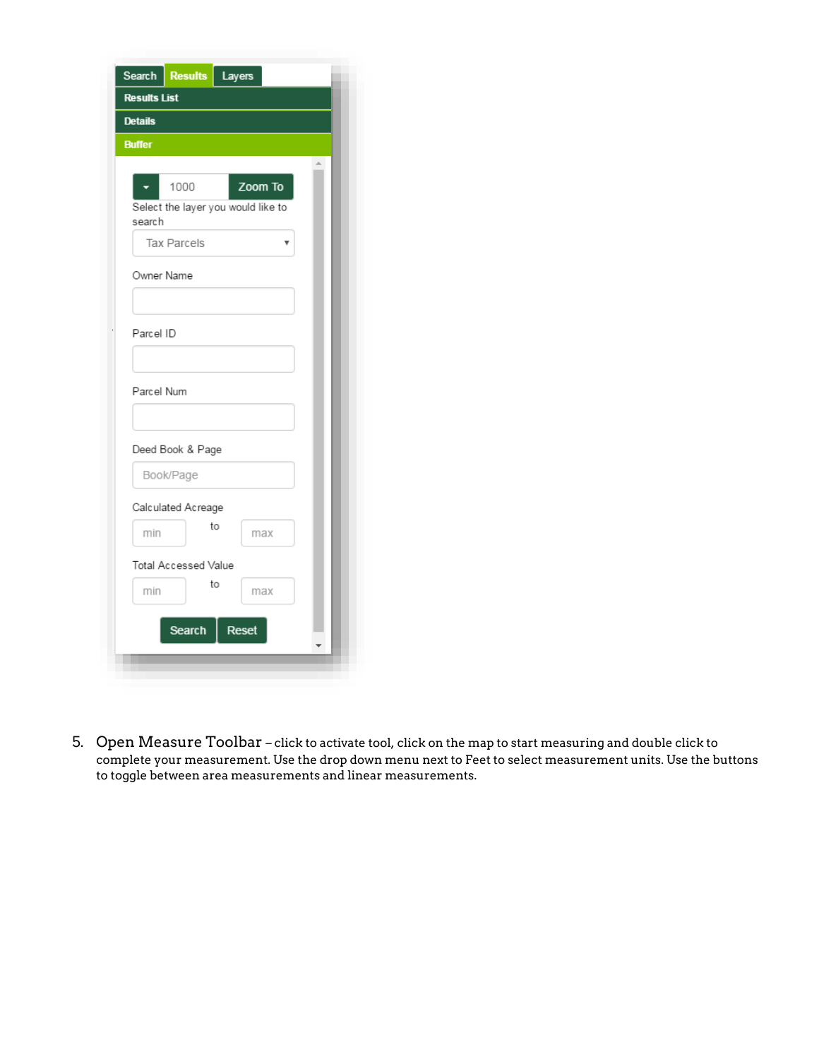5. Open Measure Toolbar – click to activate tool, click on the map to start measuring and double click to complete your measurement. Use the drop down menu next to Feet to select measurement units. Use the buttons to toggle between area measurements and linear measurements.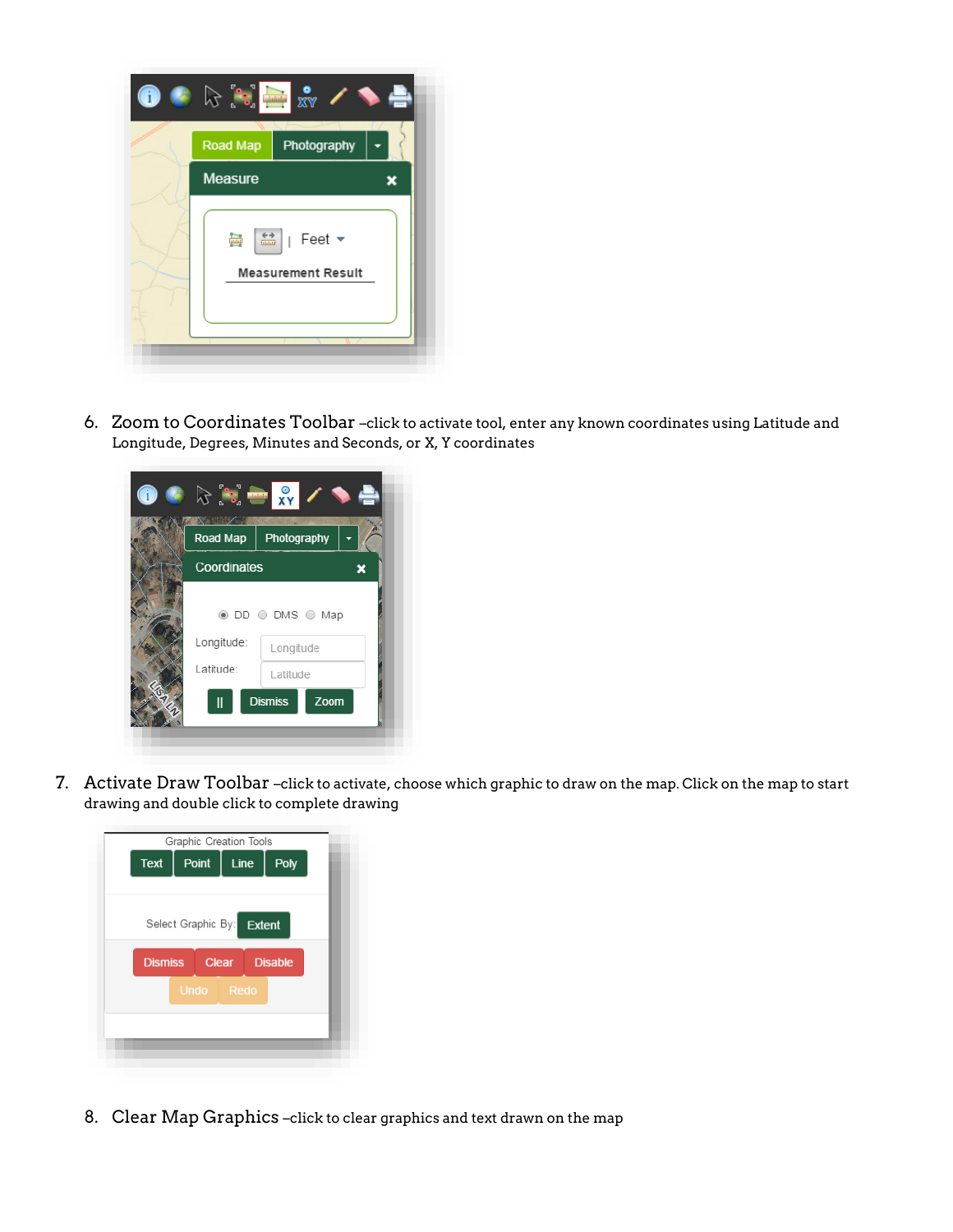6. Zoom to Coordinates Toolbar –click to activate tool, enter any known coordinates using Latitude and Longitude, Degrees, Minutes and Seconds, or X, Y coordinates

7. Activate Draw Toolbar –click to activate, choose which graphic to draw on the map. Click on the map to start drawing and double click to complete drawing

8. Clear Map Graphics –click to clear graphics and text drawn on the map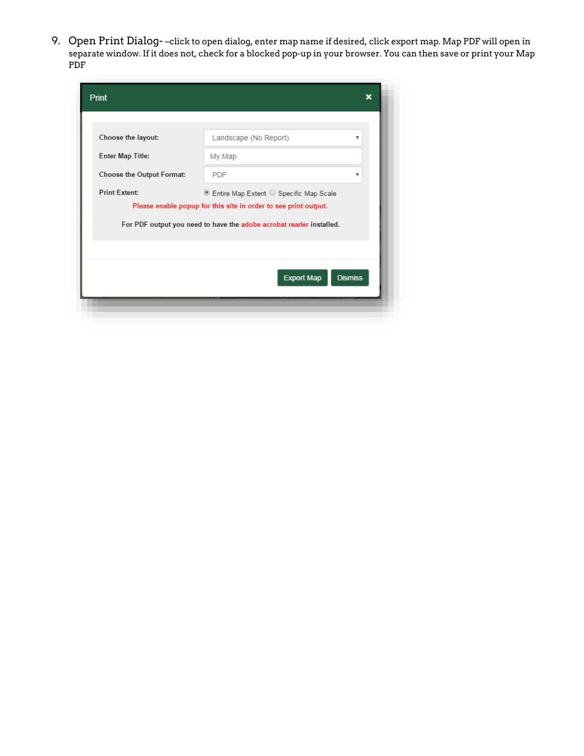9. Open Print Dialog- –click to open dialog, enter map name if desired, click export map. Map PDF will open in separate window. If it does not, check for a blocked pop-up in your browser. You can then save or print your Map PDF

Print

Choose the layout: Landscape (No Report)

Enter Map Title: My Map

Choose the Output Format: PDF

Print Extent: Entire Map Extent Specific Map Scale

Please enable popup for this site in order to see print output.

For PDF output you need to have the adobe acrobat reader installed.

Export Map Dismiss